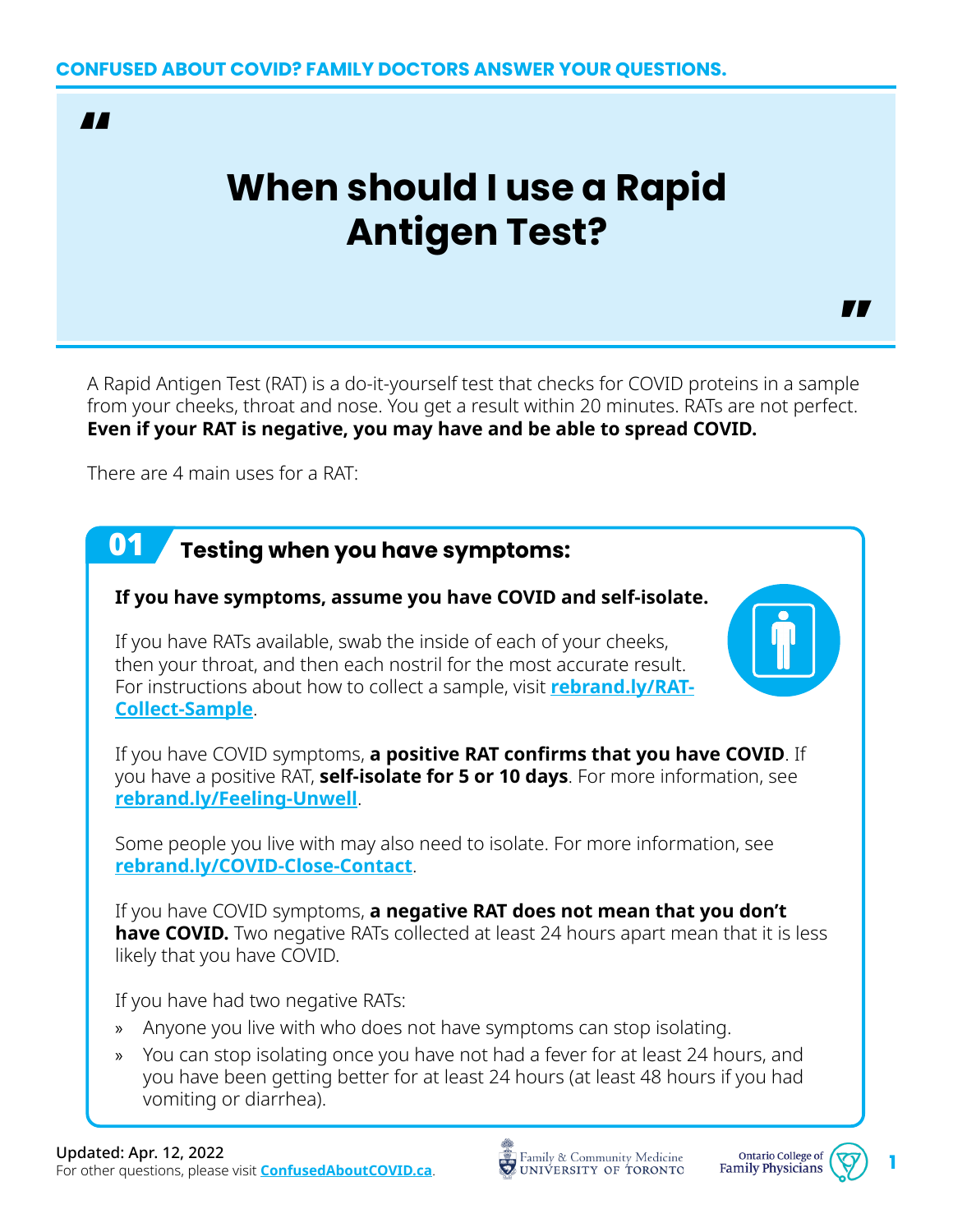**CONFUSED ABOUT COVID? FAMILY DOCTORS ANSWER YOUR QUESTIONS.**

# When should I use a Rapid Antigen Test?

A Rapid Antigen Test (RAT) is a do-it-yourself test that checks for COVID proteins in a sample from your cheeks, throat and nose. You get a result within 20 minutes. RATs are not perfect. **Even if your RAT is negative, you may have and be able to spread COVID.**

There are 4 main uses for a RAT:

## 01 Testing when you have symptoms:

**If you have symptoms, assume you have COVID and self-isolate.**

If you have RATs available, swab the inside of each of your cheeks, then your throat, and then each nostril for the most accurate result. For instructions about how to collect a sample, visit **rebrand.ly/RAT-Collect-Sample**.

If you have COVID symptoms, **a positive RAT confirms that you have COVID**. If you have a positive RAT, **self-isolate for 5 or 10 days**. For more information, see **rebrand.ly/Feeling-Unwell**.

Some people you live with may also need to isolate. For more information, see **rebrand.ly/COVID-Close-Contact**.

If you have COVID symptoms, **a negative RAT does not mean that you don't have COVID.** Two negative RATs collected at least 24 hours apart mean that it is less likely that you have COVID.

If you have had two negative RATs:

- Anyone you live with who does not have symptoms can stop isolating.
- You can stop isolating once you have not had a fever for at least 24 hours, and you have been getting better for at least 24 hours (at least 48 hours if you had vomiting or diarrhea).

**Updated: Apr. 12, 2022**
For other questions, please visit **ConfusedAboutCOVID.ca**.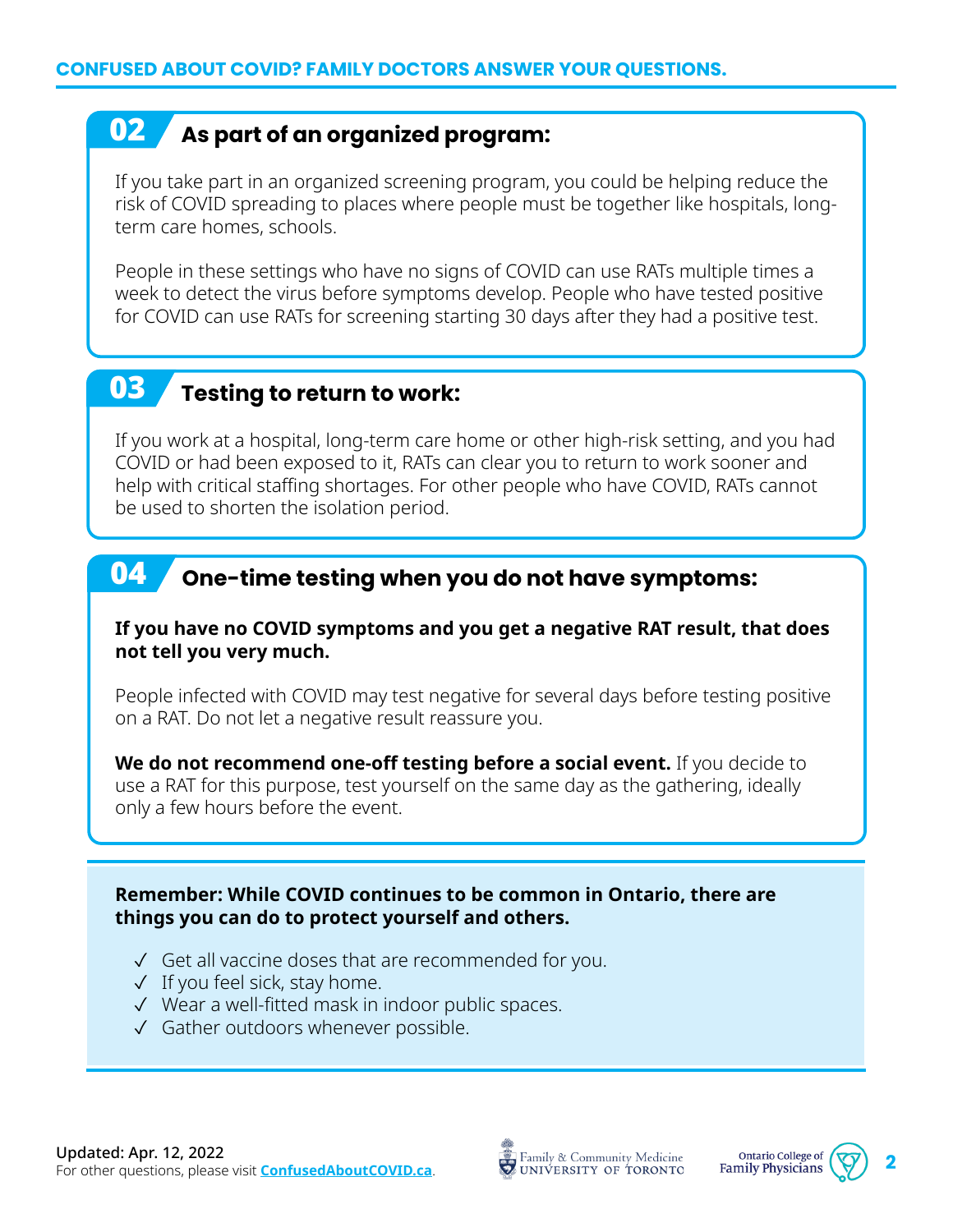## 02 As part of an organized program:

If you take part in an organized screening program, you could be helping reduce the risk of COVID spreading to places where people must be together like hospitals, long-term care homes, schools.

People in these settings who have no signs of COVID can use RATs multiple times a week to detect the virus before symptoms develop. People who have tested positive for COVID can use RATs for screening starting 30 days after they had a positive test.

## 03 Testing to return to work:

If you work at a hospital, long-term care home or other high-risk setting, and you had COVID or had been exposed to it, RATs can clear you to return to work sooner and help with critical staffing shortages. For other people who have COVID, RATs cannot be used to shorten the isolation period.

## 04 One-time testing when you do not have symptoms:

**If you have no COVID symptoms and you get a negative RAT result, that does not tell you very much.**

People infected with COVID may test negative for several days before testing positive on a RAT. Do not let a negative result reassure you.

**We do not recommend one-off testing before a social event.** If you decide to use a RAT for this purpose, test yourself on the same day as the gathering, ideally only a few hours before the event.

**Remember: While COVID continues to be common in Ontario, there are things you can do to protect yourself and others.**

- ✓ Get all vaccine doses that are recommended for you.
- ✓ If you feel sick, stay home.
- ✓ Wear a well-fitted mask in indoor public spaces.
- ✓ Gather outdoors whenever possible.

**Updated: Apr. 12, 2022**
For other questions, please visit **ConfusedAboutCOVID.ca**.

Family & Community Medicine, University of Toronto

Ontario College of Family Physicians